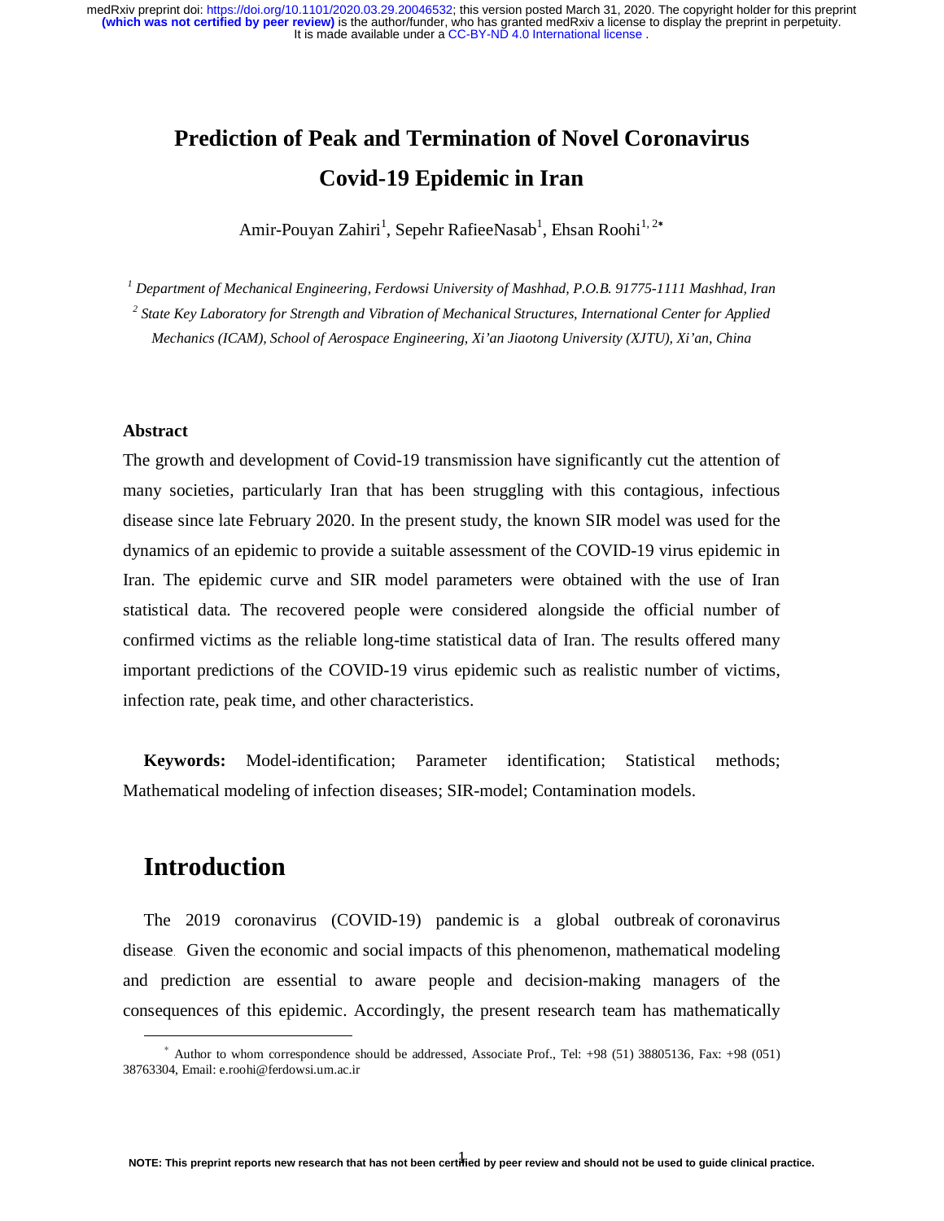# Prediction of Peak and Termination of Novel Coronavirus Covid-19 Epidemic in Iran

Amir-Pouyan Zahiri[1], Sepehr RafieeNasab[1], Ehsan Roohi[1, 2*]

[1] *Department of Mechanical Engineering, Ferdowsi University of Mashhad, P.O.B. 91775-1111 Mashhad, Iran*

[2] *State Key Laboratory for Strength and Vibration of Mechanical Structures, International Center for Applied Mechanics (ICAM), School of Aerospace Engineering, Xi'an Jiaotong University (XJTU), Xi'an, China*

### Abstract

The growth and development of Covid-19 transmission have significantly cut the attention of many societies, particularly Iran that has been struggling with this contagious, infectious disease since late February 2020. In the present study, the known SIR model was used for the dynamics of an epidemic to provide a suitable assessment of the COVID-19 virus epidemic in Iran. The epidemic curve and SIR model parameters were obtained with the use of Iran statistical data. The recovered people were considered alongside the official number of confirmed victims as the reliable long-time statistical data of Iran. The results offered many important predictions of the COVID-19 virus epidemic such as realistic number of victims, infection rate, peak time, and other characteristics.

**Keywords:** Model-identification; Parameter identification; Statistical methods; Mathematical modeling of infection diseases; SIR-model; Contamination models.

## Introduction

The 2019 coronavirus (COVID-19) pandemic is a global outbreak of coronavirus disease. Given the economic and social impacts of this phenomenon, mathematical modeling and prediction are essential to aware people and decision-making managers of the consequences of this epidemic. Accordingly, the present research team has mathematically

* Author to whom correspondence should be addressed, Associate Prof., Tel: +98 (51) 38805136, Fax: +98 (051) 38763304, Email: e.roohi@ferdowsi.um.ac.ir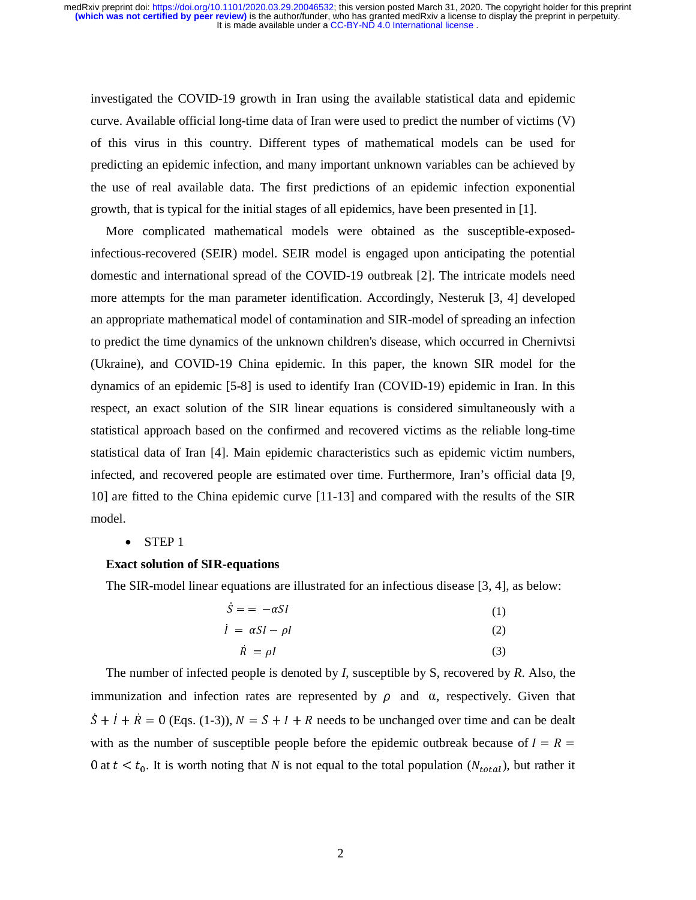investigated the COVID-19 growth in Iran using the available statistical data and epidemic curve. Available official long-time data of Iran were used to predict the number of victims (V) of this virus in this country. Different types of mathematical models can be used for predicting an epidemic infection, and many important unknown variables can be achieved by the use of real available data. The first predictions of an epidemic infection exponential growth, that is typical for the initial stages of all epidemics, have been presented in [1].

More complicated mathematical models were obtained as the susceptible-exposed-infectious-recovered (SEIR) model. SEIR model is engaged upon anticipating the potential domestic and international spread of the COVID-19 outbreak [2]. The intricate models need more attempts for the man parameter identification. Accordingly, Nesteruk [3, 4] developed an appropriate mathematical model of contamination and SIR-model of spreading an infection to predict the time dynamics of the unknown children's disease, which occurred in Chernivtsi (Ukraine), and COVID-19 China epidemic. In this paper, the known SIR model for the dynamics of an epidemic [5-8] is used to identify Iran (COVID-19) epidemic in Iran. In this respect, an exact solution of the SIR linear equations is considered simultaneously with a statistical approach based on the confirmed and recovered victims as the reliable long-time statistical data of Iran [4]. Main epidemic characteristics such as epidemic victim numbers, infected, and recovered people are estimated over time. Furthermore, Iran's official data [9, 10] are fitted to the China epidemic curve [11-13] and compared with the results of the SIR model.

- STEP 1

**Exact solution of SIR-equations**

The SIR-model linear equations are illustrated for an infectious disease [3, 4], as below:

$$\dot{S} == -\alpha SI \tag{1}$$

$$\dot{I} = \alpha SI - \rho I \tag{2}$$

$$\dot{R} = \rho I \tag{3}$$

The number of infected people is denoted by *I*, susceptible by S, recovered by *R*. Also, the immunization and infection rates are represented by $\rho$ and $\alpha$, respectively. Given that $\dot{S} + \dot{I} + \dot{R} = 0$ (Eqs. (1-3)), $N = S + I + R$ needs to be unchanged over time and can be dealt with as the number of susceptible people before the epidemic outbreak because of $I = R = 0$ at $t < t_0$. It is worth noting that *N* is not equal to the total population ($N_{total}$), but rather it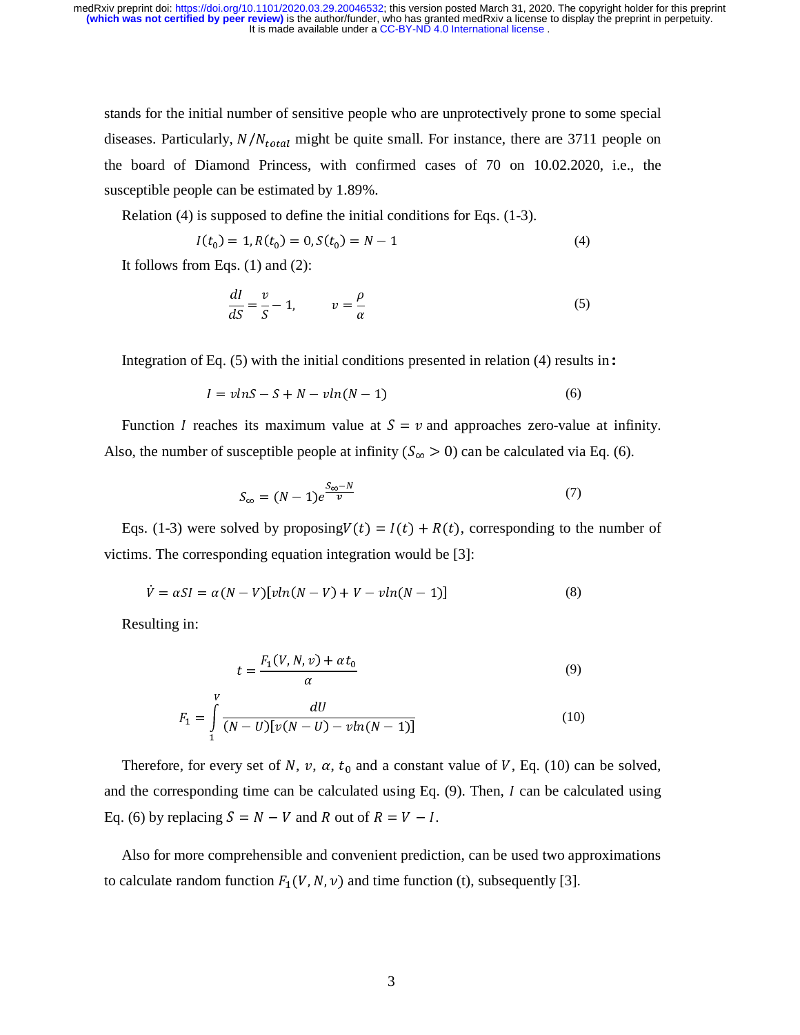stands for the initial number of sensitive people who are unprotectively prone to some special diseases. Particularly, $N/N_{total}$ might be quite small. For instance, there are 3711 people on the board of Diamond Princess, with confirmed cases of 70 on 10.02.2020, i.e., the susceptible people can be estimated by 1.89%.

Relation (4) is supposed to define the initial conditions for Eqs. (1-3).

$$I(t_0) = 1, R(t_0) = 0, S(t_0) = N - 1 \tag{4}$$

It follows from Eqs. (1) and (2):

$$\frac{dI}{dS} = \frac{v}{S} - 1, \qquad v = \frac{\rho}{\alpha} \tag{5}$$

Integration of Eq. (5) with the initial conditions presented in relation (4) results in:

$$I = v\ln S - S + N - v\ln(N-1) \tag{6}$$

Function $I$ reaches its maximum value at $S = v$ and approaches zero-value at infinity. Also, the number of susceptible people at infinity ($S_\infty > 0$) can be calculated via Eq. (6).

$$S_\infty = (N-1)e^{\frac{S_\infty - N}{v}} \tag{7}$$

Eqs. (1-3) were solved by proposing $V(t) = I(t) + R(t)$, corresponding to the number of victims. The corresponding equation integration would be [3]:

$$\dot{V} = \alpha SI = \alpha(N-V)[v\ln(N-V) + V - v\ln(N-1)] \tag{8}$$

Resulting in:

$$t = \frac{F_1(V, N, v) + \alpha t_0}{\alpha} \tag{9}$$

$$F_1 = \int_1^V \frac{dU}{(N-U)[v(N-U) - v\ln(N-1)]} \tag{10}$$

Therefore, for every set of $N$, $v$, $\alpha$, $t_0$ and a constant value of $V$, Eq. (10) can be solved, and the corresponding time can be calculated using Eq. (9). Then, $I$ can be calculated using Eq. (6) by replacing $S = N - V$ and $R$ out of $R = V - I$.

Also for more comprehensible and convenient prediction, can be used two approximations to calculate random function $F_1(V, N, v)$ and time function (t), subsequently [3].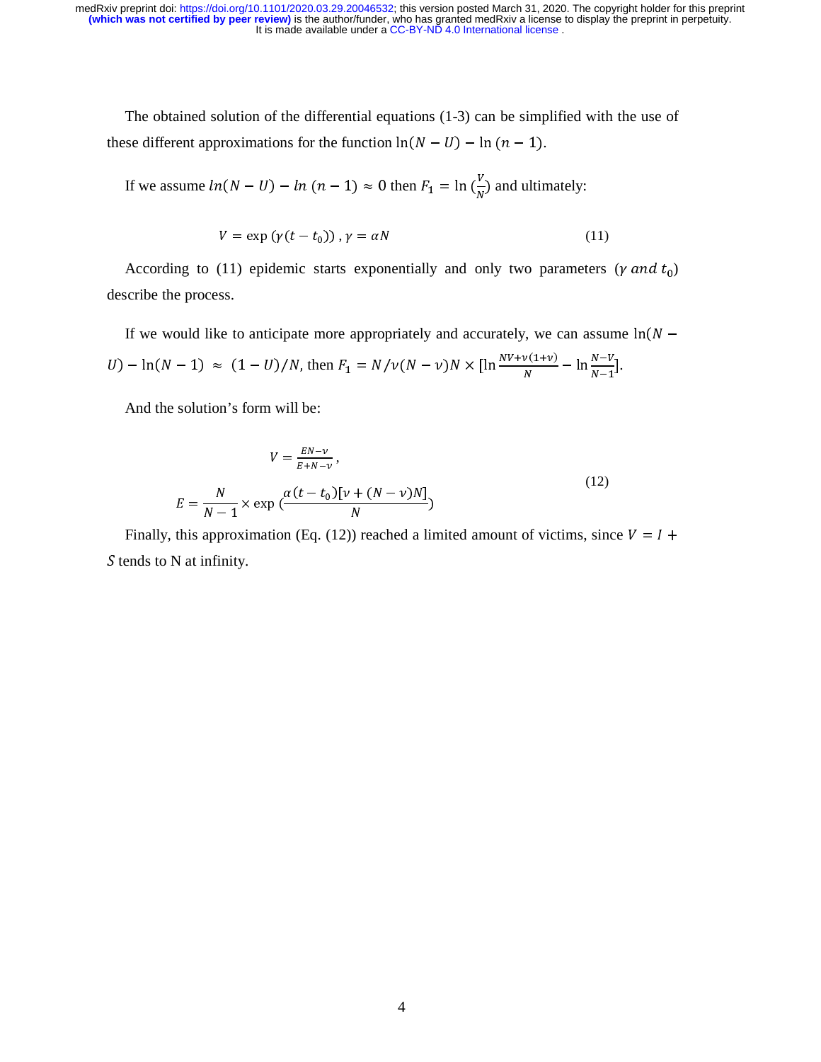The obtained solution of the differential equations (1-3) can be simplified with the use of these different approximations for the function $\ln(N - U) - \ln(n - 1)$.

If we assume $ln(N - U) - ln(n - 1) \approx 0$ then $F_1 = \ln(\frac{V}{N})$ and ultimately:

$$V = \exp(\gamma(t - t_0)), \gamma = \alpha N \tag{11}$$

According to (11) epidemic starts exponentially and only two parameters ($\gamma$ *and* $t_0$) describe the process.

If we would like to anticipate more appropriately and accurately, we can assume $\ln(N - U) - \ln(N - 1) \approx (1 - U)/N$, then $F_1 = N/\nu(N - \nu)N \times [\ln\frac{NV + \nu(1+\nu)}{N} - \ln\frac{N-V}{N-1}]$.

And the solution's form will be:

$$V = \frac{EN - \nu}{E + N - \nu},$$
$$E = \frac{N}{N-1} \times \exp\left(\frac{\alpha(t - t_0)[\nu + (N - \nu)N]}{N}\right) \tag{12}$$

Finally, this approximation (Eq. (12)) reached a limited amount of victims, since $V = I + S$ tends to N at infinity.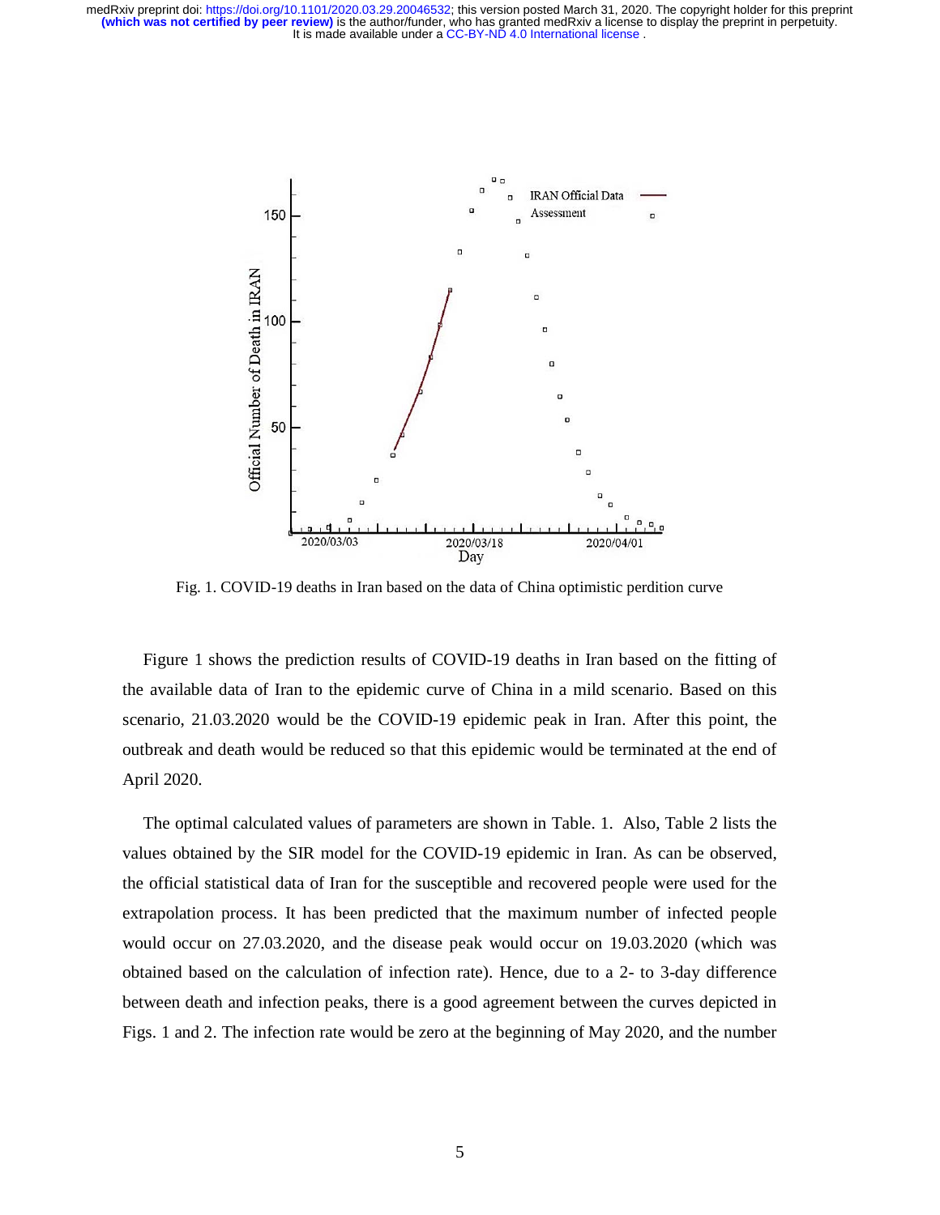Fig. 1. COVID-19 deaths in Iran based on the data of China optimistic perdition curve

Figure 1 shows the prediction results of COVID-19 deaths in Iran based on the fitting of the available data of Iran to the epidemic curve of China in a mild scenario. Based on this scenario, 21.03.2020 would be the COVID-19 epidemic peak in Iran. After this point, the outbreak and death would be reduced so that this epidemic would be terminated at the end of April 2020.

The optimal calculated values of parameters are shown in Table. 1. Also, Table 2 lists the values obtained by the SIR model for the COVID-19 epidemic in Iran. As can be observed, the official statistical data of Iran for the susceptible and recovered people were used for the extrapolation process. It has been predicted that the maximum number of infected people would occur on 27.03.2020, and the disease peak would occur on 19.03.2020 (which was obtained based on the calculation of infection rate). Hence, due to a 2- to 3-day difference between death and infection peaks, there is a good agreement between the curves depicted in Figs. 1 and 2. The infection rate would be zero at the beginning of May 2020, and the number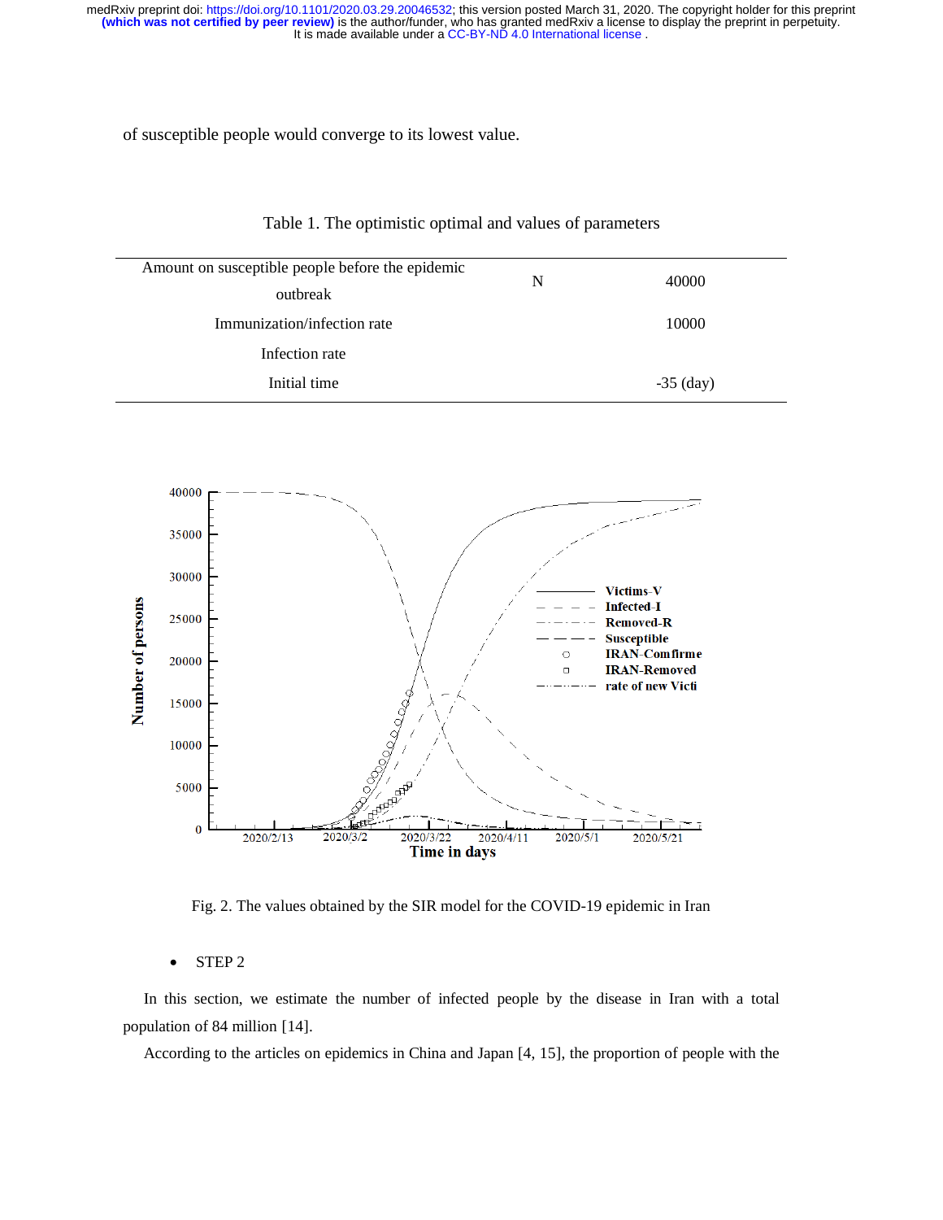of susceptible people would converge to its lowest value.

Table 1. The optimistic optimal and values of parameters

| | | |
|---|---|---|
| Amount on susceptible people before the epidemic outbreak | N | 40000 |
| Immunization/infection rate | | 10000 |
| Infection rate | | |
| Initial time | | -35 (day) |

Fig. 2. The values obtained by the SIR model for the COVID-19 epidemic in Iran

- STEP 2

In this section, we estimate the number of infected people by the disease in Iran with a total population of 84 million [14].

According to the articles on epidemics in China and Japan [4, 15], the proportion of people with the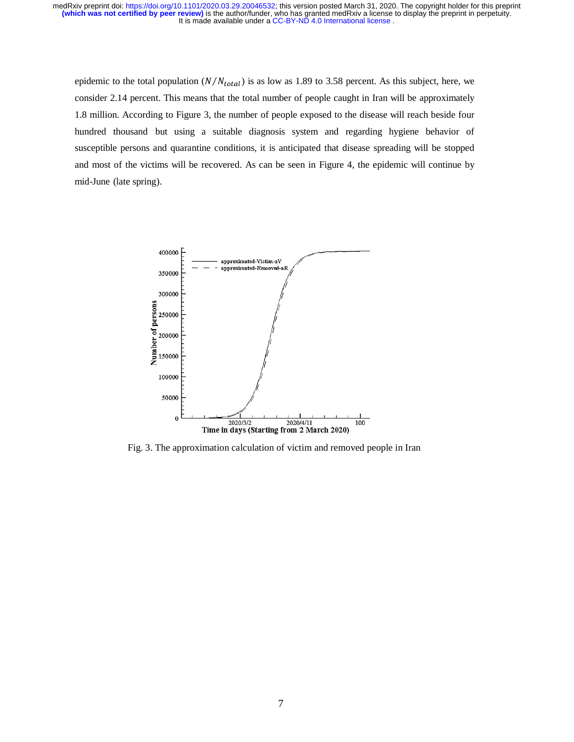epidemic to the total population ($N/N_{total}$) is as low as 1.89 to 3.58 percent. As this subject, here, we consider 2.14 percent. This means that the total number of people caught in Iran will be approximately 1.8 million. According to Figure 3, the number of people exposed to the disease will reach beside four hundred thousand but using a suitable diagnosis system and regarding hygiene behavior of susceptible persons and quarantine conditions, it is anticipated that disease spreading will be stopped and most of the victims will be recovered. As can be seen in Figure 4, the epidemic will continue by mid-June (late spring).

Fig. 3. The approximation calculation of victim and removed people in Iran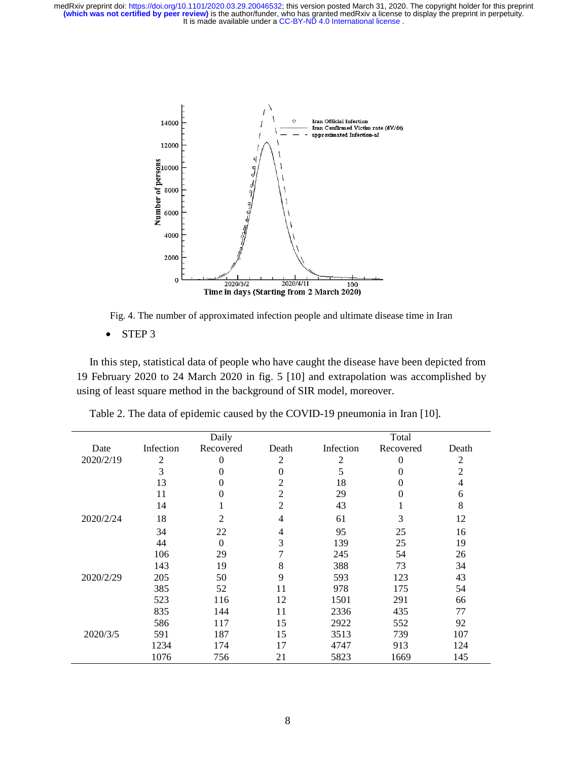Fig. 4. The number of approximated infection people and ultimate disease time in Iran

- STEP 3

In this step, statistical data of people who have caught the disease have been depicted from 19 February 2020 to 24 March 2020 in fig. 5 [10] and extrapolation was accomplished by using of least square method in the background of SIR model, moreover.

Table 2. The data of epidemic caused by the COVID-19 pneumonia in Iran [10].

| | Daily | | | Total | | |
|---|---|---|---|---|---|---|
| Date | Infection | Recovered | Death | Infection | Recovered | Death |
| 2020/2/19 | 2 | 0 | 2 | 2 | 0 | 2 |
| | 3 | 0 | 0 | 5 | 0 | 2 |
| | 13 | 0 | 2 | 18 | 0 | 4 |
| | 11 | 0 | 2 | 29 | 0 | 6 |
| | 14 | 1 | 2 | 43 | 1 | 8 |
| 2020/2/24 | 18 | 2 | 4 | 61 | 3 | 12 |
| | 34 | 22 | 4 | 95 | 25 | 16 |
| | 44 | 0 | 3 | 139 | 25 | 19 |
| | 106 | 29 | 7 | 245 | 54 | 26 |
| | 143 | 19 | 8 | 388 | 73 | 34 |
| 2020/2/29 | 205 | 50 | 9 | 593 | 123 | 43 |
| | 385 | 52 | 11 | 978 | 175 | 54 |
| | 523 | 116 | 12 | 1501 | 291 | 66 |
| | 835 | 144 | 11 | 2336 | 435 | 77 |
| | 586 | 117 | 15 | 2922 | 552 | 92 |
| 2020/3/5 | 591 | 187 | 15 | 3513 | 739 | 107 |
| | 1234 | 174 | 17 | 4747 | 913 | 124 |
| | 1076 | 756 | 21 | 5823 | 1669 | 145 |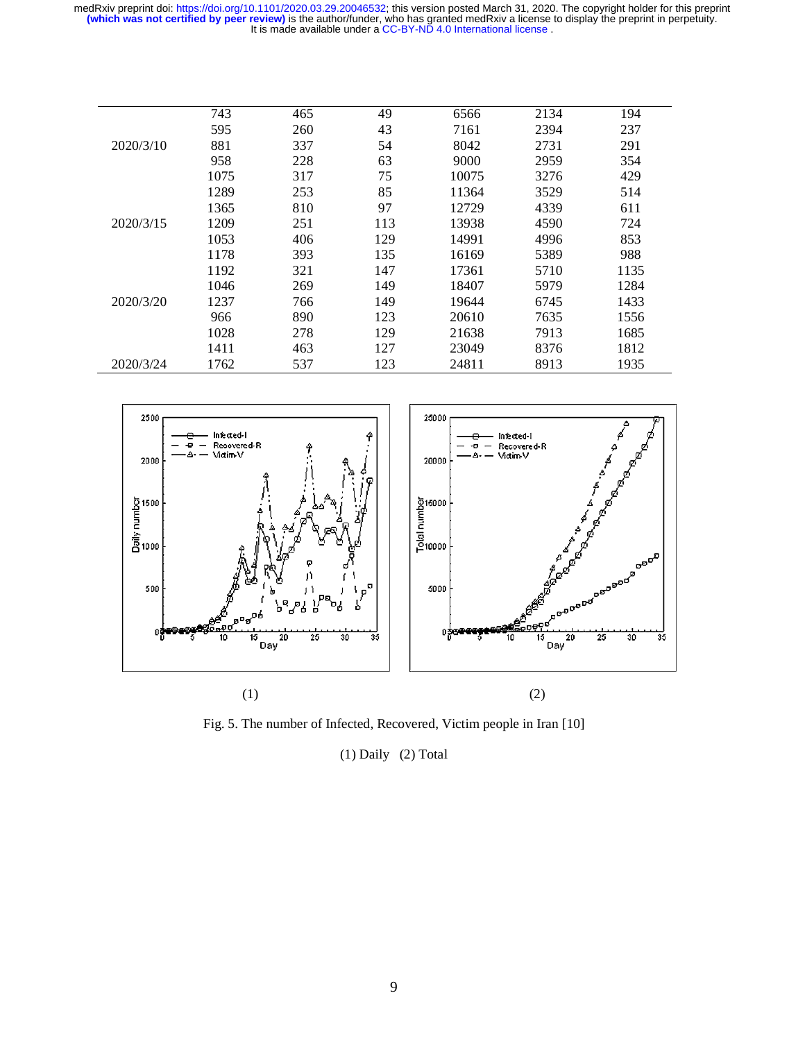|  |  |  |  |  |  |  |
|---|---|---|---|---|---|---|
|  | 743 | 465 | 49 | 6566 | 2134 | 194 |
|  | 595 | 260 | 43 | 7161 | 2394 | 237 |
| 2020/3/10 | 881 | 337 | 54 | 8042 | 2731 | 291 |
|  | 958 | 228 | 63 | 9000 | 2959 | 354 |
|  | 1075 | 317 | 75 | 10075 | 3276 | 429 |
|  | 1289 | 253 | 85 | 11364 | 3529 | 514 |
|  | 1365 | 810 | 97 | 12729 | 4339 | 611 |
| 2020/3/15 | 1209 | 251 | 113 | 13938 | 4590 | 724 |
|  | 1053 | 406 | 129 | 14991 | 4996 | 853 |
|  | 1178 | 393 | 135 | 16169 | 5389 | 988 |
|  | 1192 | 321 | 147 | 17361 | 5710 | 1135 |
|  | 1046 | 269 | 149 | 18407 | 5979 | 1284 |
| 2020/3/20 | 1237 | 766 | 149 | 19644 | 6745 | 1433 |
|  | 966 | 890 | 123 | 20610 | 7635 | 1556 |
|  | 1028 | 278 | 129 | 21638 | 7913 | 1685 |
|  | 1411 | 463 | 127 | 23049 | 8376 | 1812 |
| 2020/3/24 | 1762 | 537 | 123 | 24811 | 8913 | 1935 |

(1) (2)

Fig. 5. The number of Infected, Recovered, Victim people in Iran [10]

(1) Daily (2) Total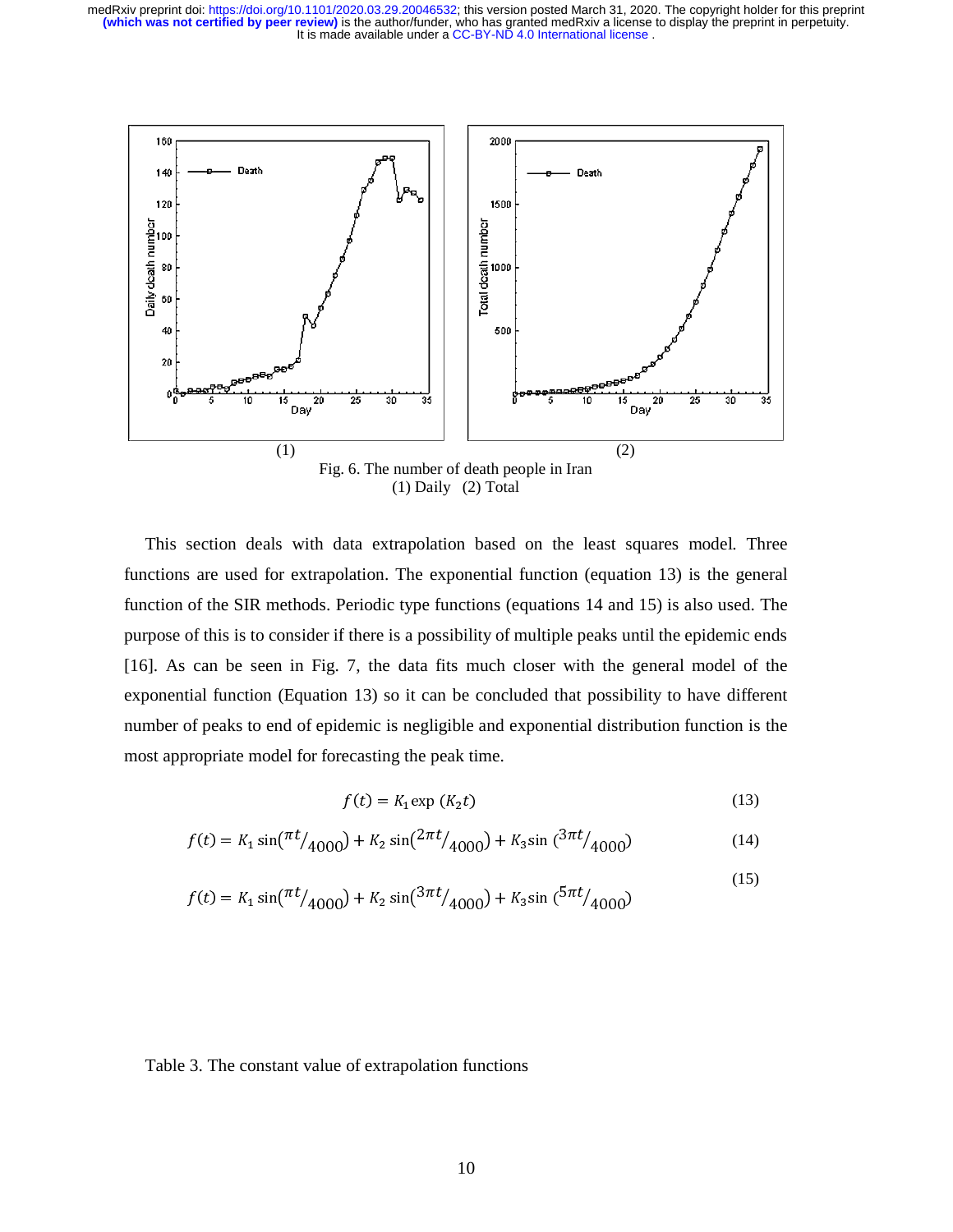Fig. 6. The number of death people in Iran
(1) Daily (2) Total

This section deals with data extrapolation based on the least squares model. Three functions are used for extrapolation. The exponential function (equation 13) is the general function of the SIR methods. Periodic type functions (equations 14 and 15) is also used. The purpose of this is to consider if there is a possibility of multiple peaks until the epidemic ends [16]. As can be seen in Fig. 7, the data fits much closer with the general model of the exponential function (Equation 13) so it can be concluded that possibility to have different number of peaks to end of epidemic is negligible and exponential distribution function is the most appropriate model for forecasting the peak time.

$$f(t) = K_1 \exp\,(K_2 t) \tag{13}$$

$$f(t) = K_1 \sin\left(\pi t / 4000\right) + K_2 \sin\left(2\pi t / 4000\right) + K_3 \sin\left(3\pi t / 4000\right) \tag{14}$$

$$f(t) = K_1 \sin\left(\pi t / 4000\right) + K_2 \sin\left(3\pi t / 4000\right) + K_3 \sin\left(5\pi t / 4000\right) \tag{15}$$

Table 3. The constant value of extrapolation functions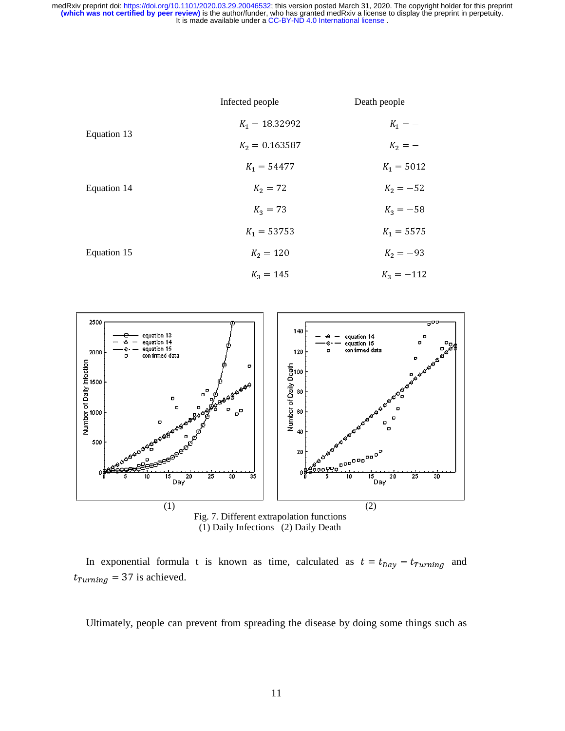| | Infected people | Death people |
|---|---|---|
| Equation 13 | $K_1 = 18.32992$ | $K_1 = -$ |
| | $K_2 = 0.163587$ | $K_2 = -$ |
| Equation 14 | $K_1 = 54477$ | $K_1 = 5012$ |
| | $K_2 = 72$ | $K_2 = -52$ |
| | $K_3 = 73$ | $K_3 = -58$ |
| Equation 15 | $K_1 = 53753$ | $K_1 = 5575$ |
| | $K_2 = 120$ | $K_2 = -93$ |
| | $K_3 = 145$ | $K_3 = -112$ |

(1) (2)

Fig. 7. Different extrapolation functions
(1) Daily Infections (2) Daily Death

In exponential formula t is known as time, calculated as $t = t_{Day} - t_{Turning}$ and $t_{Turning} = 37$ is achieved.

Ultimately, people can prevent from spreading the disease by doing some things such as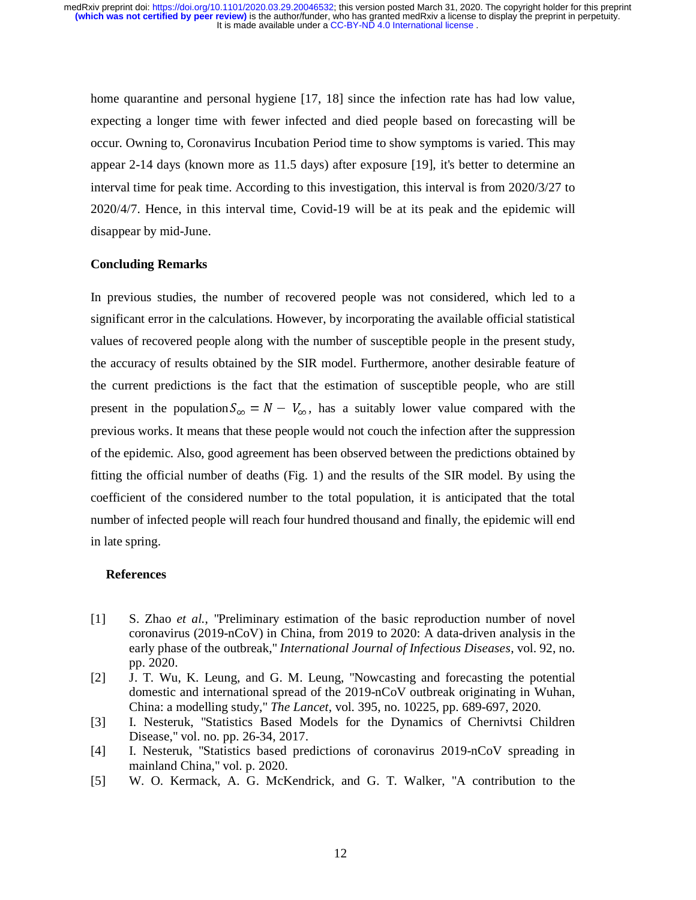home quarantine and personal hygiene [17, 18] since the infection rate has had low value, expecting a longer time with fewer infected and died people based on forecasting will be occur. Owning to, Coronavirus Incubation Period time to show symptoms is varied. This may appear 2-14 days (known more as 11.5 days) after exposure [19], it's better to determine an interval time for peak time. According to this investigation, this interval is from 2020/3/27 to 2020/4/7. Hence, in this interval time, Covid-19 will be at its peak and the epidemic will disappear by mid-June.

## Concluding Remarks

In previous studies, the number of recovered people was not considered, which led to a significant error in the calculations. However, by incorporating the available official statistical values of recovered people along with the number of susceptible people in the present study, the accuracy of results obtained by the SIR model. Furthermore, another desirable feature of the current predictions is the fact that the estimation of susceptible people, who are still present in the population $S_{\infty} = N - V_{\infty}$, has a suitably lower value compared with the previous works. It means that these people would not couch the infection after the suppression of the epidemic. Also, good agreement has been observed between the predictions obtained by fitting the official number of deaths (Fig. 1) and the results of the SIR model. By using the coefficient of the considered number to the total population, it is anticipated that the total number of infected people will reach four hundred thousand and finally, the epidemic will end in late spring.

## References

[1] S. Zhao *et al.*, "Preliminary estimation of the basic reproduction number of novel coronavirus (2019-nCoV) in China, from 2019 to 2020: A data-driven analysis in the early phase of the outbreak," *International Journal of Infectious Diseases*, vol. 92, no. pp. 2020.

[2] J. T. Wu, K. Leung, and G. M. Leung, "Nowcasting and forecasting the potential domestic and international spread of the 2019-nCoV outbreak originating in Wuhan, China: a modelling study," *The Lancet*, vol. 395, no. 10225, pp. 689-697, 2020.

[3] I. Nesteruk, "Statistics Based Models for the Dynamics of Chernivtsi Children Disease," vol. no. pp. 26-34, 2017.

[4] I. Nesteruk, "Statistics based predictions of coronavirus 2019-nCoV spreading in mainland China," vol. p. 2020.

[5] W. O. Kermack, A. G. McKendrick, and G. T. Walker, "A contribution to the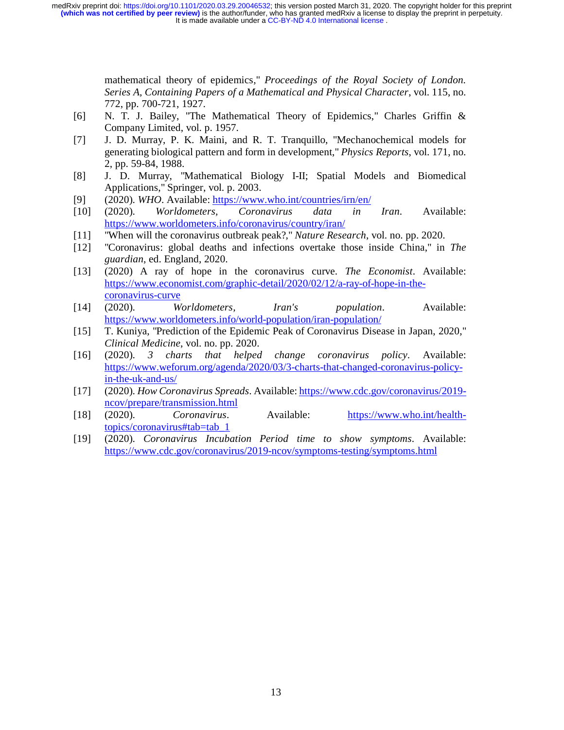mathematical theory of epidemics," *Proceedings of the Royal Society of London. Series A, Containing Papers of a Mathematical and Physical Character*, vol. 115, no. 772, pp. 700-721, 1927.

[6] N. T. J. Bailey, "The Mathematical Theory of Epidemics," Charles Griffin & Company Limited, vol. p. 1957.

[7] J. D. Murray, P. K. Maini, and R. T. Tranquillo, "Mechanochemical models for generating biological pattern and form in development," *Physics Reports*, vol. 171, no. 2, pp. 59-84, 1988.

[8] J. D. Murray, "Mathematical Biology I-II; Spatial Models and Biomedical Applications," Springer, vol. p. 2003.

[9] (2020). *WHO*. Available: https://www.who.int/countries/irn/en/

[10] (2020). *Worldometers, Coronavirus data in Iran*. Available: https://www.worldometers.info/coronavirus/country/iran/

[11] "When will the coronavirus outbreak peak?," *Nature Research*, vol. no. pp. 2020.

[12] "Coronavirus: global deaths and infections overtake those inside China," in *The guardian*, ed. England, 2020.

[13] (2020) A ray of hope in the coronavirus curve. *The Economist*. Available: https://www.economist.com/graphic-detail/2020/02/12/a-ray-of-hope-in-the-coronavirus-curve

[14] (2020). *Worldometers, Iran's population*. Available: https://www.worldometers.info/world-population/iran-population/

[15] T. Kuniya, "Prediction of the Epidemic Peak of Coronavirus Disease in Japan, 2020," *Clinical Medicine*, vol. no. pp. 2020.

[16] (2020). *3 charts that helped change coronavirus policy*. Available: https://www.weforum.org/agenda/2020/03/3-charts-that-changed-coronavirus-policy-in-the-uk-and-us/

[17] (2020). *How Coronavirus Spreads*. Available: https://www.cdc.gov/coronavirus/2019-ncov/prepare/transmission.html

[18] (2020). *Coronavirus*. Available: https://www.who.int/health-topics/coronavirus#tab=tab_1

[19] (2020). *Coronavirus Incubation Period time to show symptoms*. Available: https://www.cdc.gov/coronavirus/2019-ncov/symptoms-testing/symptoms.html